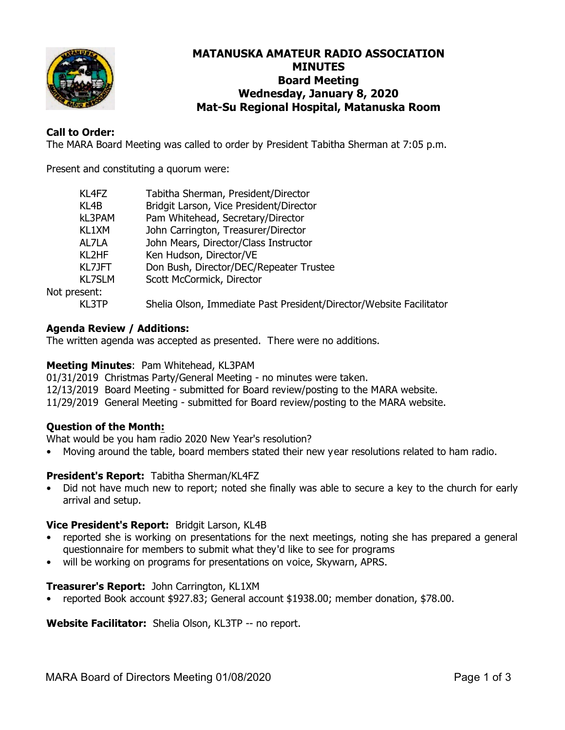# MATANUSKA AMATEUR RADIO ASSOCIATION
## MINUTES
## Board Meeting
## Wednesday, January 8, 2020
## Mat-Su Regional Hospital, Matanuska Room

**Call to Order:**
The MARA Board Meeting was called to order by President Tabitha Sherman at 7:05 p.m.

Present and constituting a quorum were:

| | |
|---|---|
| KL4FZ | Tabitha Sherman, President/Director |
| KL4B | Bridgit Larson, Vice President/Director |
| kL3PAM | Pam Whitehead, Secretary/Director |
| KL1XM | John Carrington, Treasurer/Director |
| AL7LA | John Mears, Director/Class Instructor |
| KL2HF | Ken Hudson, Director/VE |
| KL7JFT | Don Bush, Director/DEC/Repeater Trustee |
| KL7SLM | Scott McCormick, Director |

Not present:

| | |
|---|---|
| KL3TP | Shelia Olson, Immediate Past President/Director/Website Facilitator |

**Agenda Review / Additions:**
The written agenda was accepted as presented. There were no additions.

**Meeting Minutes**: Pam Whitehead, KL3PAM
01/31/2019 Christmas Party/General Meeting - no minutes were taken.
12/13/2019 Board Meeting - submitted for Board review/posting to the MARA website.
11/29/2019 General Meeting - submitted for Board review/posting to the MARA website.

**Question of the Month:**
What would be you ham radio 2020 New Year's resolution?
- Moving around the table, board members stated their new year resolutions related to ham radio.

**President's Report:** Tabitha Sherman/KL4FZ
- Did not have much new to report; noted she finally was able to secure a key to the church for early arrival and setup.

**Vice President's Report:** Bridgit Larson, KL4B
- reported she is working on presentations for the next meetings, noting she has prepared a general questionnaire for members to submit what they'd like to see for programs
- will be working on programs for presentations on voice, Skywarn, APRS.

**Treasurer's Report:** John Carrington, KL1XM
- reported Book account $927.83; General account $1938.00; member donation, $78.00.

**Website Facilitator:** Shelia Olson, KL3TP -- no report.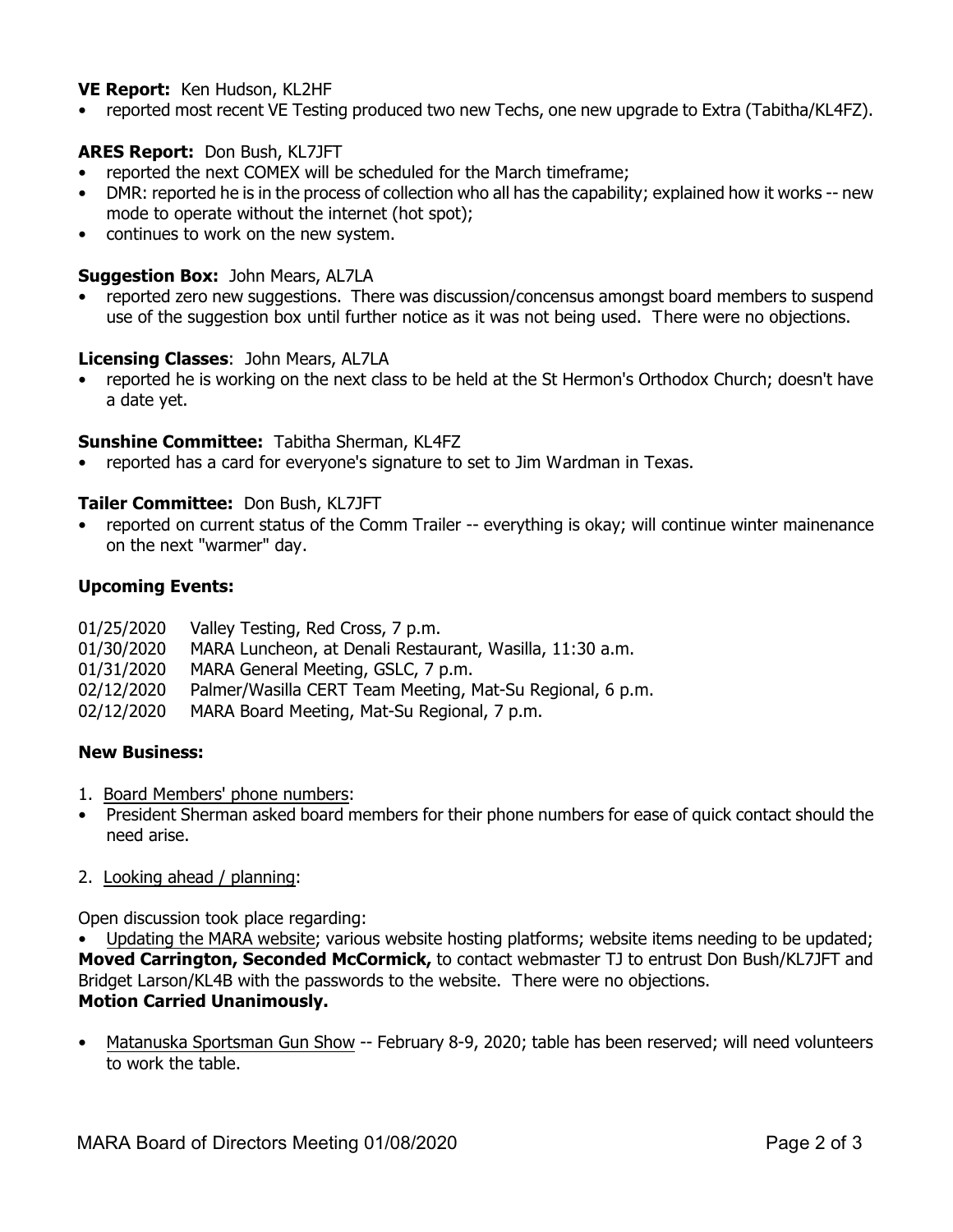**VE Report:** Ken Hudson, KL2HF

- reported most recent VE Testing produced two new Techs, one new upgrade to Extra (Tabitha/KL4FZ).

**ARES Report:** Don Bush, KL7JFT

- reported the next COMEX will be scheduled for the March timeframe;
- DMR: reported he is in the process of collection who all has the capability; explained how it works -- new mode to operate without the internet (hot spot);
- continues to work on the new system.

**Suggestion Box:** John Mears, AL7LA

- reported zero new suggestions. There was discussion/concensus amongst board members to suspend use of the suggestion box until further notice as it was not being used. There were no objections.

**Licensing Classes**: John Mears, AL7LA

- reported he is working on the next class to be held at the St Hermon's Orthodox Church; doesn't have a date yet.

**Sunshine Committee:** Tabitha Sherman, KL4FZ

- reported has a card for everyone's signature to set to Jim Wardman in Texas.

**Tailer Committee:** Don Bush, KL7JFT

- reported on current status of the Comm Trailer -- everything is okay; will continue winter mainenance on the next "warmer" day.

**Upcoming Events:**

01/25/2020 Valley Testing, Red Cross, 7 p.m.
01/30/2020 MARA Luncheon, at Denali Restaurant, Wasilla, 11:30 a.m.
01/31/2020 MARA General Meeting, GSLC, 7 p.m.
02/12/2020 Palmer/Wasilla CERT Team Meeting, Mat-Su Regional, 6 p.m.
02/12/2020 MARA Board Meeting, Mat-Su Regional, 7 p.m.

**New Business:**

1. Board Members' phone numbers:

- President Sherman asked board members for their phone numbers for ease of quick contact should the need arise.

2. Looking ahead / planning:

Open discussion took place regarding:

- Updating the MARA website; various website hosting platforms; website items needing to be updated; **Moved Carrington, Seconded McCormick,** to contact webmaster TJ to entrust Don Bush/KL7JFT and Bridget Larson/KL4B with the passwords to the website. There were no objections.
**Motion Carried Unanimously.**

- Matanuska Sportsman Gun Show -- February 8-9, 2020; table has been reserved; will need volunteers to work the table.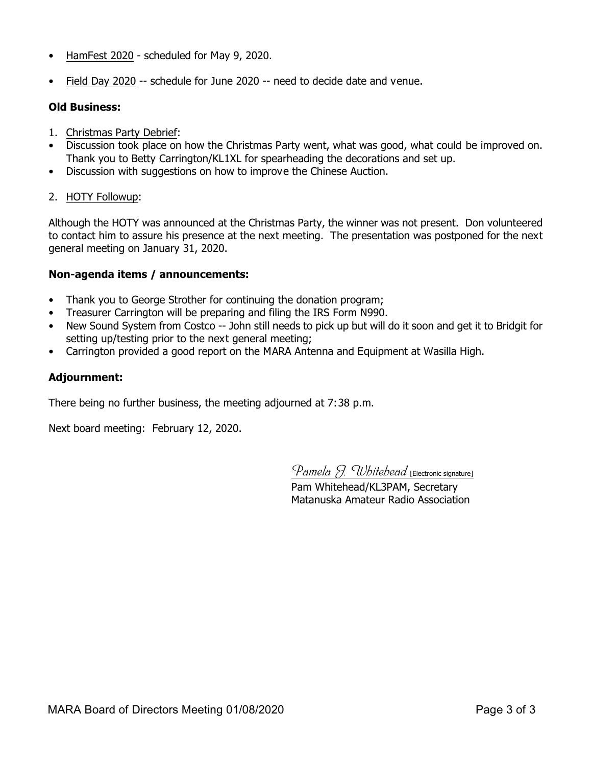- HamFest 2020 - scheduled for May 9, 2020.
- Field Day 2020 -- schedule for June 2020 -- need to decide date and venue.

**Old Business:**

1. Christmas Party Debrief:

- Discussion took place on how the Christmas Party went, what was good, what could be improved on. Thank you to Betty Carrington/KL1XL for spearheading the decorations and set up.
- Discussion with suggestions on how to improve the Chinese Auction.

2. HOTY Followup:

Although the HOTY was announced at the Christmas Party, the winner was not present. Don volunteered to contact him to assure his presence at the next meeting. The presentation was postponed for the next general meeting on January 31, 2020.

**Non-agenda items / announcements:**

- Thank you to George Strother for continuing the donation program;
- Treasurer Carrington will be preparing and filing the IRS Form N990.
- New Sound System from Costco -- John still needs to pick up but will do it soon and get it to Bridgit for setting up/testing prior to the next general meeting;
- Carrington provided a good report on the MARA Antenna and Equipment at Wasilla High.

**Adjournment:**

There being no further business, the meeting adjourned at 7:38 p.m.

Next board meeting: February 12, 2020.

*Pamela J. Whitehead* [Electronic signature]
Pam Whitehead/KL3PAM, Secretary
Matanuska Amateur Radio Association